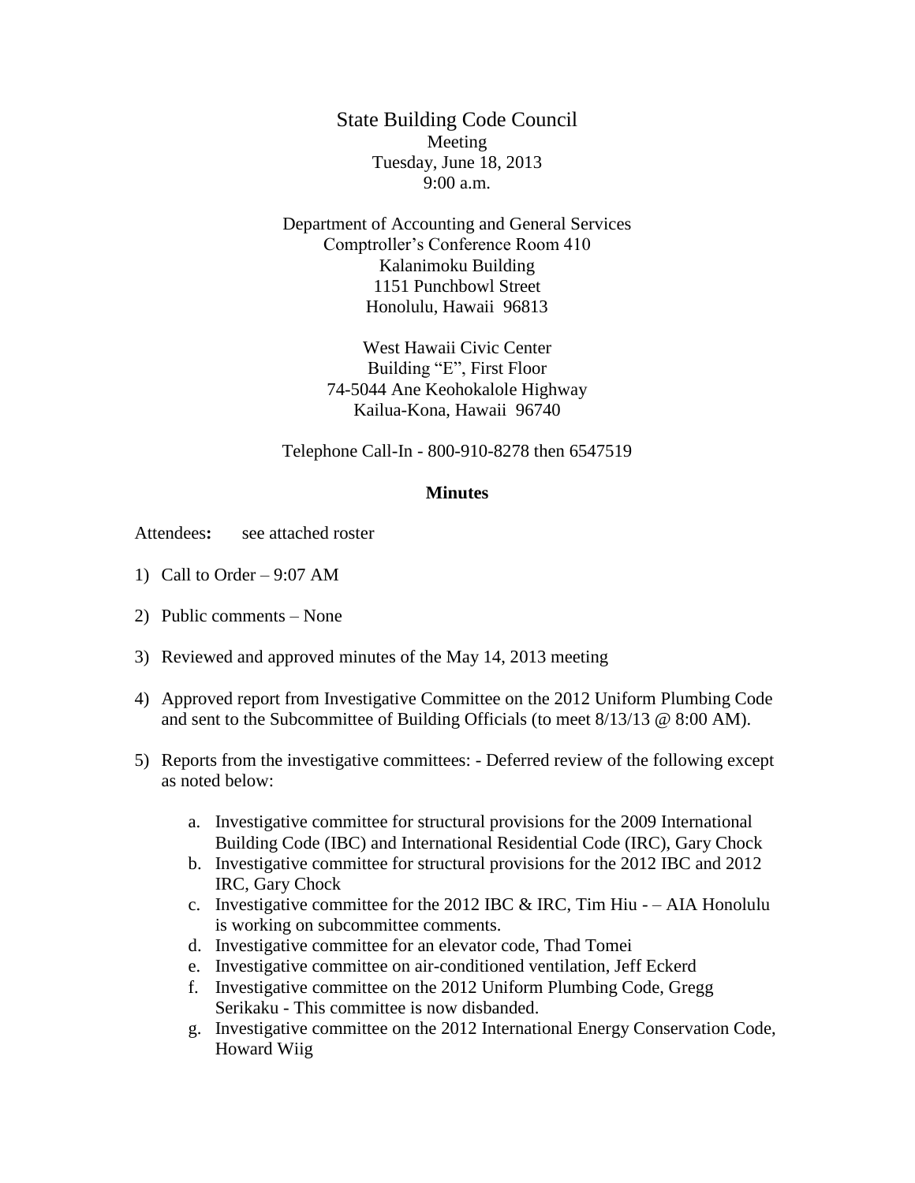# State Building Code Council

Meeting
Tuesday, June 18, 2013
9:00 a.m.

Department of Accounting and General Services
Comptroller's Conference Room 410
Kalanimoku Building
1151 Punchbowl Street
Honolulu, Hawaii 96813

West Hawaii Civic Center
Building "E", First Floor
74-5044 Ane Keohokalole Highway
Kailua-Kona, Hawaii 96740

Telephone Call-In - 800-910-8278 then 6547519

**Minutes**

Attendees**:** see attached roster

1) Call to Order – 9:07 AM

2) Public comments – None

3) Reviewed and approved minutes of the May 14, 2013 meeting

4) Approved report from Investigative Committee on the 2012 Uniform Plumbing Code and sent to the Subcommittee of Building Officials (to meet 8/13/13 @ 8:00 AM).

5) Reports from the investigative committees: - Deferred review of the following except as noted below:

   a. Investigative committee for structural provisions for the 2009 International Building Code (IBC) and International Residential Code (IRC), Gary Chock
   b. Investigative committee for structural provisions for the 2012 IBC and 2012 IRC, Gary Chock
   c. Investigative committee for the 2012 IBC & IRC, Tim Hiu - – AIA Honolulu is working on subcommittee comments.
   d. Investigative committee for an elevator code, Thad Tomei
   e. Investigative committee on air-conditioned ventilation, Jeff Eckerd
   f. Investigative committee on the 2012 Uniform Plumbing Code, Gregg Serikaku - This committee is now disbanded.
   g. Investigative committee on the 2012 International Energy Conservation Code, Howard Wiig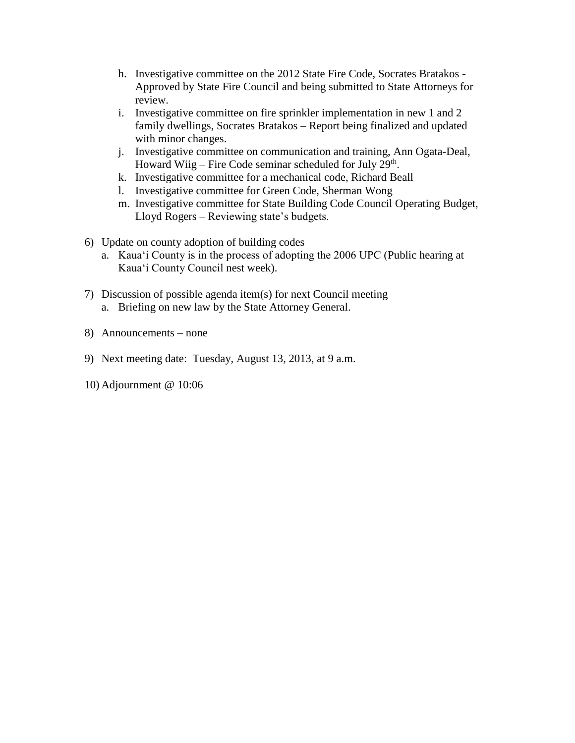h. Investigative committee on the 2012 State Fire Code, Socrates Bratakos - Approved by State Fire Council and being submitted to State Attorneys for review.
i. Investigative committee on fire sprinkler implementation in new 1 and 2 family dwellings, Socrates Bratakos – Report being finalized and updated with minor changes.
j. Investigative committee on communication and training, Ann Ogata-Deal, Howard Wiig – Fire Code seminar scheduled for July 29th.
k. Investigative committee for a mechanical code, Richard Beall
l. Investigative committee for Green Code, Sherman Wong
m. Investigative committee for State Building Code Council Operating Budget, Lloyd Rogers – Reviewing state's budgets.

6) Update on county adoption of building codes
   a. Kaua'i County is in the process of adopting the 2006 UPC (Public hearing at Kaua'i County Council nest week).

7) Discussion of possible agenda item(s) for next Council meeting
   a. Briefing on new law by the State Attorney General.

8) Announcements – none

9) Next meeting date: Tuesday, August 13, 2013, at 9 a.m.

10) Adjournment @ 10:06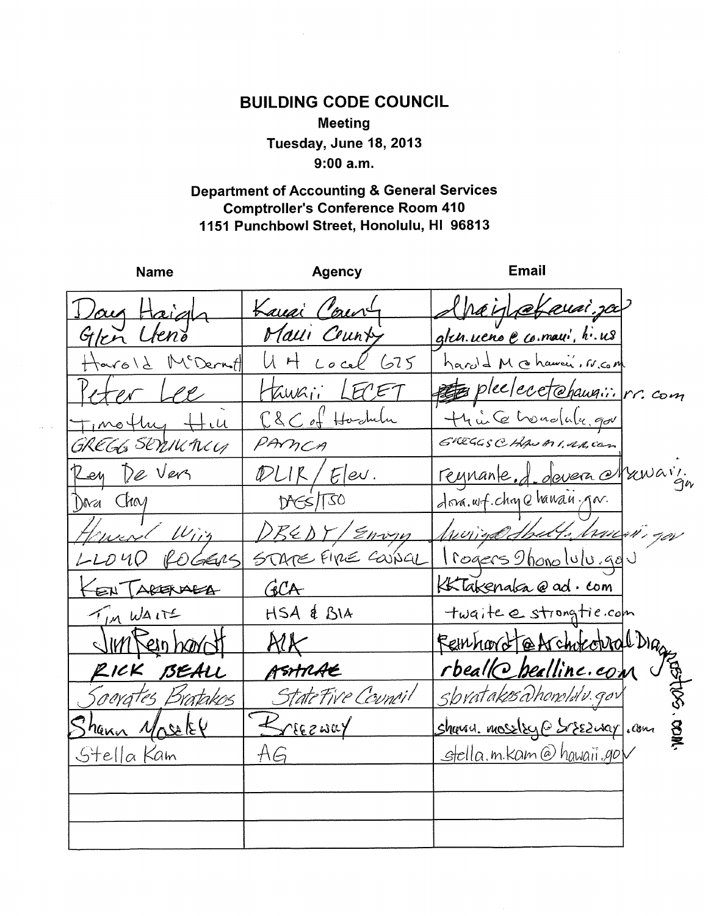# BUILDING CODE COUNCIL

**Meeting**

**Tuesday, June 18, 2013**

**9:00 a.m.**

**Department of Accounting & General Services**
**Comptroller's Conference Room 410**
**1151 Punchbowl Street, Honolulu, HI 96813**

| Name | Agency | Email |
|---|---|---|
| Doug Haigh | Kauai County | dhaigh@kauai.gov |
| Glen Ueno | Maui County | glen.ueno@co.maui.hi.us |
| Harold McDermott | UH Local 675 | haroldM@hawaii.rr.com |
| Peter Lee | Hawaii LECET | pleelecet@hawaii.rr.com |
| Timothy Hiu | C&C of Honolulu | thiu@honolulu.gov |
| GREGG SERIKAKU | PAMCA | GREGGS@HAWAII.RR.COM |
| Rey De Vera | DLIR/Elev. | reynante.d.devera@hawaii.gov |
| Dora Choy | DAGS/TSO | dora.wf.choy@hawaii.gov |
| Howard Wiig | DBEDT/Energy | hwiig@dbedt.hawaii.gov |
| LLOYD ROGERS | STATE FIRE COUNCIL | lrogers@honolulu.gov |
| KEN TAKENAKA | GCA | KKTakenaka@aol.com |
| TIM WAITE | HSA & BIA | twaite@strongtie.com |
| Jim Reinhardt | AIA | Reinhardt@ArchitecturalDiagnostics.com |
| RICK BEALL | ASHRAE | rbeall@beallinc.com |
| Socrates Bratakos | State Fire Council | sbratakos@honolulu.gov |
| Shawn Moseley | Breezway | shawn.moseley@breezway.com |
| Stella Kam | AG | stella.m.kam@hawaii.gov |
| | | |
| | | |
| | | |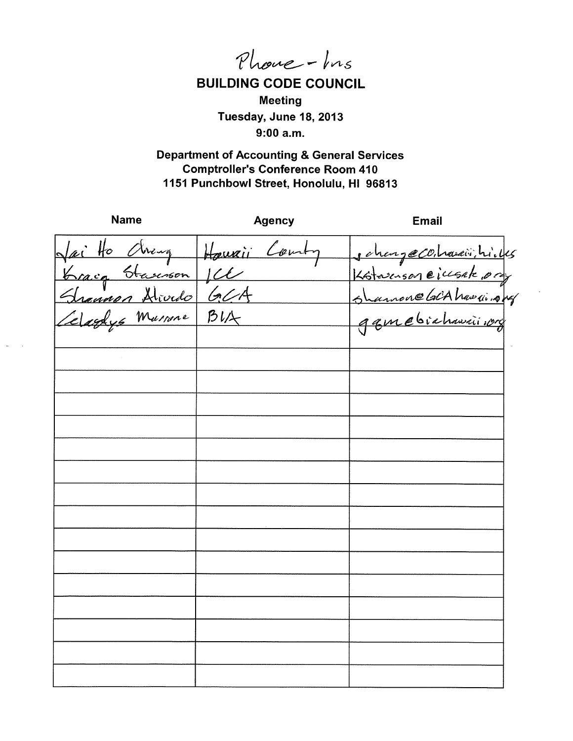Phone - Ins

**BUILDING CODE COUNCIL**

**Meeting**

**Tuesday, June 18, 2013**

**9:00 a.m.**

**Department of Accounting & General Services**
**Comptroller's Conference Room 410**
**1151 Punchbowl Street, Honolulu, HI 96813**

| Name | Agency | Email |
| --- | --- | --- |
| Jai Ho Cheng | Hawaii County | jcheng@co.hawaii.hi.us |
| Kraig Stevenson | ICC | kstevenson@iccsafe.org |
| Shannon Alivado | GCA | shannon@GCAhawaii.org |
| Gladys Marrone | BIA | gqm@biahawaii.org |
| | | |
| | | |
| | | |
| | | |
| | | |
| | | |
| | | |
| | | |
| | | |
| | | |
| | | |
| | | |
| | | |
| | | |
| | | |
| | | |